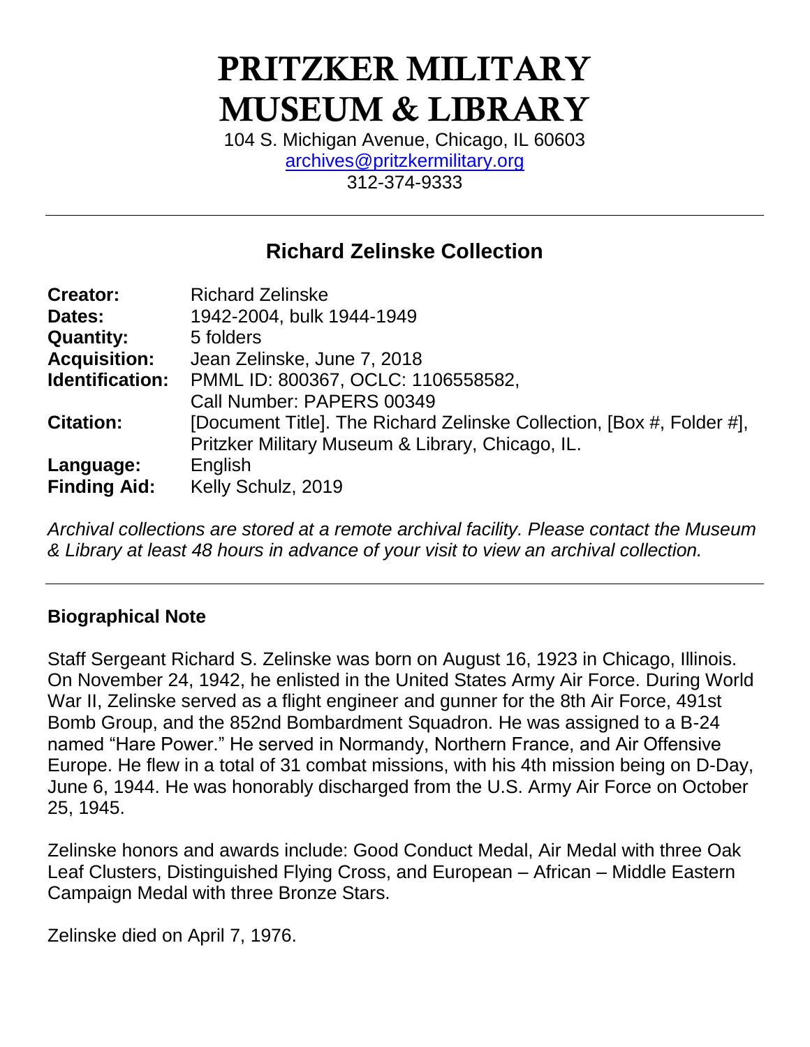# PRITZKER MILITARY MUSEUM & LIBRARY

104 S. Michigan Avenue, Chicago, IL 60603
archives@pritzkermilitary.org
312-374-9333

---

## Richard Zelinske Collection

| | |
|---|---|
| **Creator:** | Richard Zelinske |
| **Dates:** | 1942-2004, bulk 1944-1949 |
| **Quantity:** | 5 folders |
| **Acquisition:** | Jean Zelinske, June 7, 2018 |
| **Identification:** | PMML ID: 800367, OCLC: 1106558582, Call Number: PAPERS 00349 |
| **Citation:** | [Document Title]. The Richard Zelinske Collection, [Box #, Folder #], Pritzker Military Museum & Library, Chicago, IL. |
| **Language:** | English |
| **Finding Aid:** | Kelly Schulz, 2019 |

*Archival collections are stored at a remote archival facility. Please contact the Museum & Library at least 48 hours in advance of your visit to view an archival collection.*

---

### Biographical Note

Staff Sergeant Richard S. Zelinske was born on August 16, 1923 in Chicago, Illinois. On November 24, 1942, he enlisted in the United States Army Air Force. During World War II, Zelinske served as a flight engineer and gunner for the 8th Air Force, 491st Bomb Group, and the 852nd Bombardment Squadron. He was assigned to a B-24 named "Hare Power." He served in Normandy, Northern France, and Air Offensive Europe. He flew in a total of 31 combat missions, with his 4th mission being on D-Day, June 6, 1944. He was honorably discharged from the U.S. Army Air Force on October 25, 1945.

Zelinske honors and awards include: Good Conduct Medal, Air Medal with three Oak Leaf Clusters, Distinguished Flying Cross, and European – African – Middle Eastern Campaign Medal with three Bronze Stars.

Zelinske died on April 7, 1976.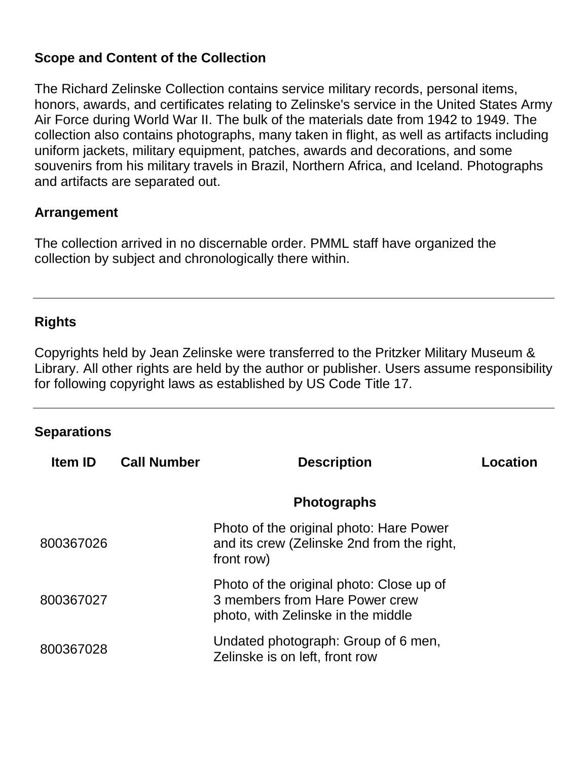### Scope and Content of the Collection

The Richard Zelinske Collection contains service military records, personal items, honors, awards, and certificates relating to Zelinske's service in the United States Army Air Force during World War II. The bulk of the materials date from 1942 to 1949. The collection also contains photographs, many taken in flight, as well as artifacts including uniform jackets, military equipment, patches, awards and decorations, and some souvenirs from his military travels in Brazil, Northern Africa, and Iceland. Photographs and artifacts are separated out.

### Arrangement

The collection arrived in no discernable order. PMML staff have organized the collection by subject and chronologically there within.

---

### Rights

Copyrights held by Jean Zelinske were transferred to the Pritzker Military Museum & Library. All other rights are held by the author or publisher. Users assume responsibility for following copyright laws as established by US Code Title 17.

---

### Separations

| Item ID | Call Number | Description | Location |
|---|---|---|---|
| | | **Photographs** | |
| 800367026 | | Photo of the original photo: Hare Power and its crew (Zelinske 2nd from the right, front row) | |
| 800367027 | | Photo of the original photo: Close up of 3 members from Hare Power crew photo, with Zelinske in the middle | |
| 800367028 | | Undated photograph: Group of 6 men, Zelinske is on left, front row | |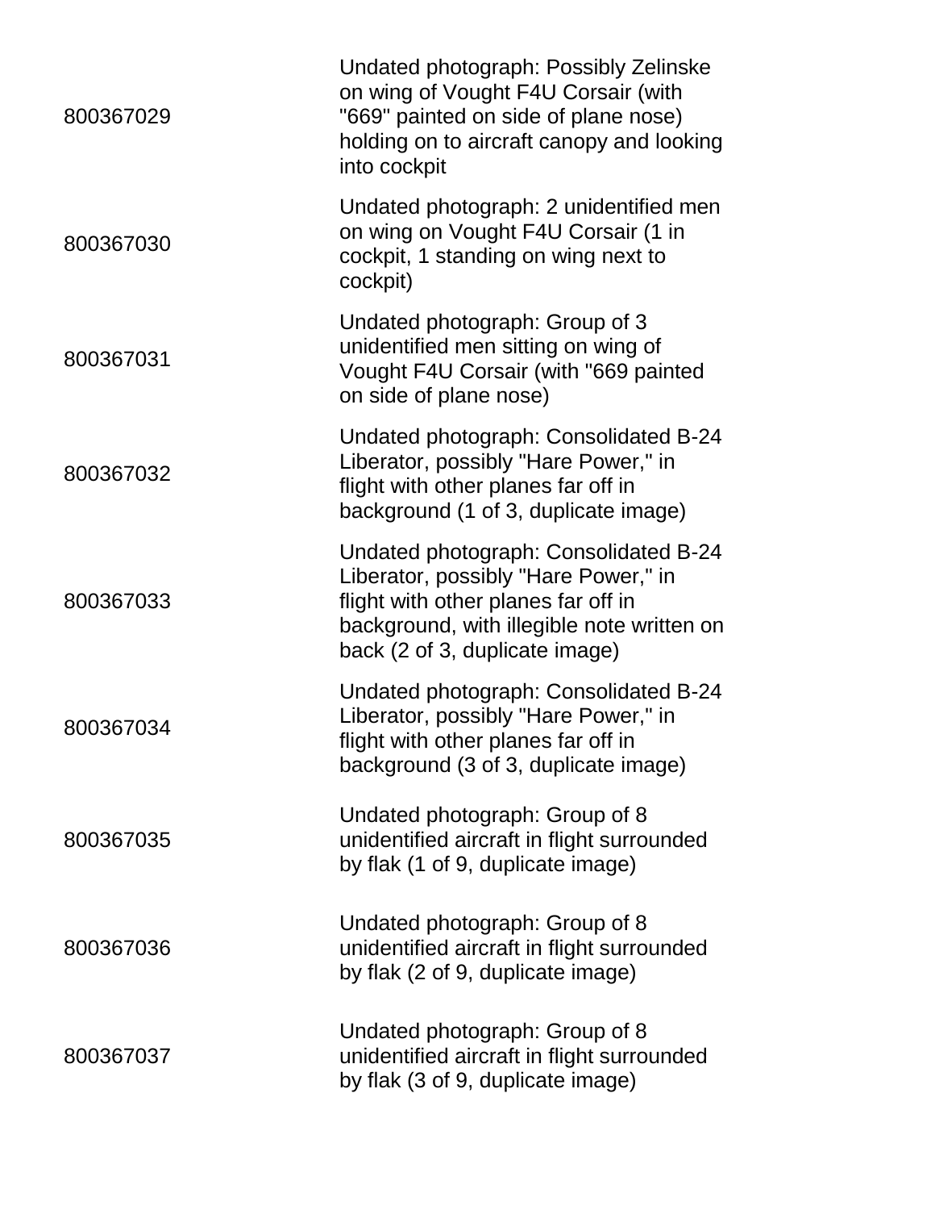| | |
|---|---|
| 800367029 | Undated photograph: Possibly Zelinske on wing of Vought F4U Corsair (with "669" painted on side of plane nose) holding on to aircraft canopy and looking into cockpit |
| 800367030 | Undated photograph: 2 unidentified men on wing on Vought F4U Corsair (1 in cockpit, 1 standing on wing next to cockpit) |
| 800367031 | Undated photograph: Group of 3 unidentified men sitting on wing of Vought F4U Corsair (with "669 painted on side of plane nose) |
| 800367032 | Undated photograph: Consolidated B-24 Liberator, possibly "Hare Power," in flight with other planes far off in background (1 of 3, duplicate image) |
| 800367033 | Undated photograph: Consolidated B-24 Liberator, possibly "Hare Power," in flight with other planes far off in background, with illegible note written on back (2 of 3, duplicate image) |
| 800367034 | Undated photograph: Consolidated B-24 Liberator, possibly "Hare Power," in flight with other planes far off in background (3 of 3, duplicate image) |
| 800367035 | Undated photograph: Group of 8 unidentified aircraft in flight surrounded by flak (1 of 9, duplicate image) |
| 800367036 | Undated photograph: Group of 8 unidentified aircraft in flight surrounded by flak (2 of 9, duplicate image) |
| 800367037 | Undated photograph: Group of 8 unidentified aircraft in flight surrounded by flak (3 of 9, duplicate image) |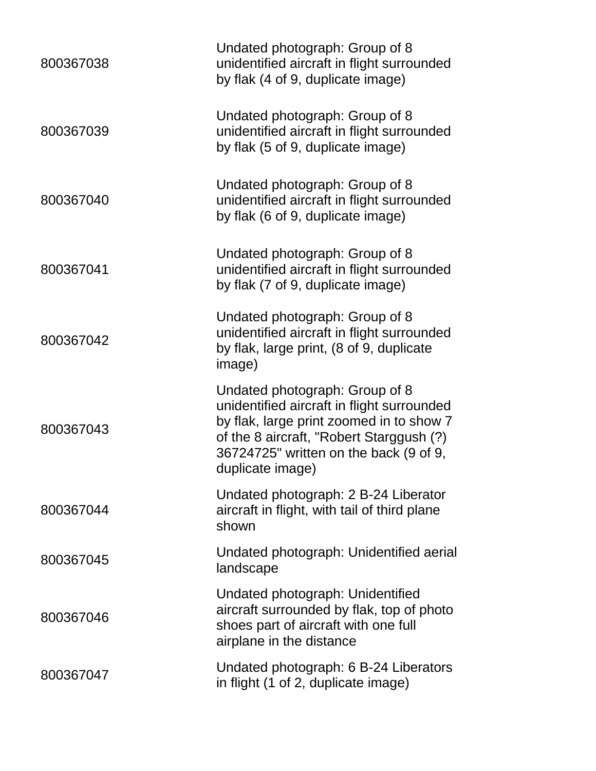| | |
|---|---|
| 800367038 | Undated photograph: Group of 8 unidentified aircraft in flight surrounded by flak (4 of 9, duplicate image) |
| 800367039 | Undated photograph: Group of 8 unidentified aircraft in flight surrounded by flak (5 of 9, duplicate image) |
| 800367040 | Undated photograph: Group of 8 unidentified aircraft in flight surrounded by flak (6 of 9, duplicate image) |
| 800367041 | Undated photograph: Group of 8 unidentified aircraft in flight surrounded by flak (7 of 9, duplicate image) |
| 800367042 | Undated photograph: Group of 8 unidentified aircraft in flight surrounded by flak, large print, (8 of 9, duplicate image) |
| 800367043 | Undated photograph: Group of 8 unidentified aircraft in flight surrounded by flak, large print zoomed in to show 7 of the 8 aircraft, "Robert Starggush (?) 36724725" written on the back (9 of 9, duplicate image) |
| 800367044 | Undated photograph: 2 B-24 Liberator aircraft in flight, with tail of third plane shown |
| 800367045 | Undated photograph: Unidentified aerial landscape |
| 800367046 | Undated photograph: Unidentified aircraft surrounded by flak, top of photo shoes part of aircraft with one full airplane in the distance |
| 800367047 | Undated photograph: 6 B-24 Liberators in flight (1 of 2, duplicate image) |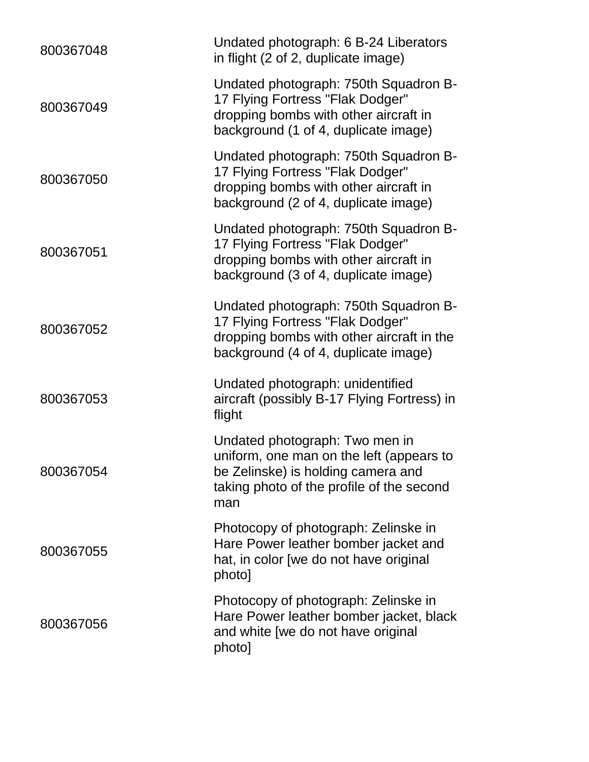| | |
|---|---|
| 800367048 | Undated photograph: 6 B-24 Liberators in flight (2 of 2, duplicate image) |
| 800367049 | Undated photograph: 750th Squadron B-17 Flying Fortress "Flak Dodger" dropping bombs with other aircraft in background (1 of 4, duplicate image) |
| 800367050 | Undated photograph: 750th Squadron B-17 Flying Fortress "Flak Dodger" dropping bombs with other aircraft in background (2 of 4, duplicate image) |
| 800367051 | Undated photograph: 750th Squadron B-17 Flying Fortress "Flak Dodger" dropping bombs with other aircraft in background (3 of 4, duplicate image) |
| 800367052 | Undated photograph: 750th Squadron B-17 Flying Fortress "Flak Dodger" dropping bombs with other aircraft in the background (4 of 4, duplicate image) |
| 800367053 | Undated photograph: unidentified aircraft (possibly B-17 Flying Fortress) in flight |
| 800367054 | Undated photograph: Two men in uniform, one man on the left (appears to be Zelinske) is holding camera and taking photo of the profile of the second man |
| 800367055 | Photocopy of photograph: Zelinske in Hare Power leather bomber jacket and hat, in color [we do not have original photo] |
| 800367056 | Photocopy of photograph: Zelinske in Hare Power leather bomber jacket, black and white [we do not have original photo] |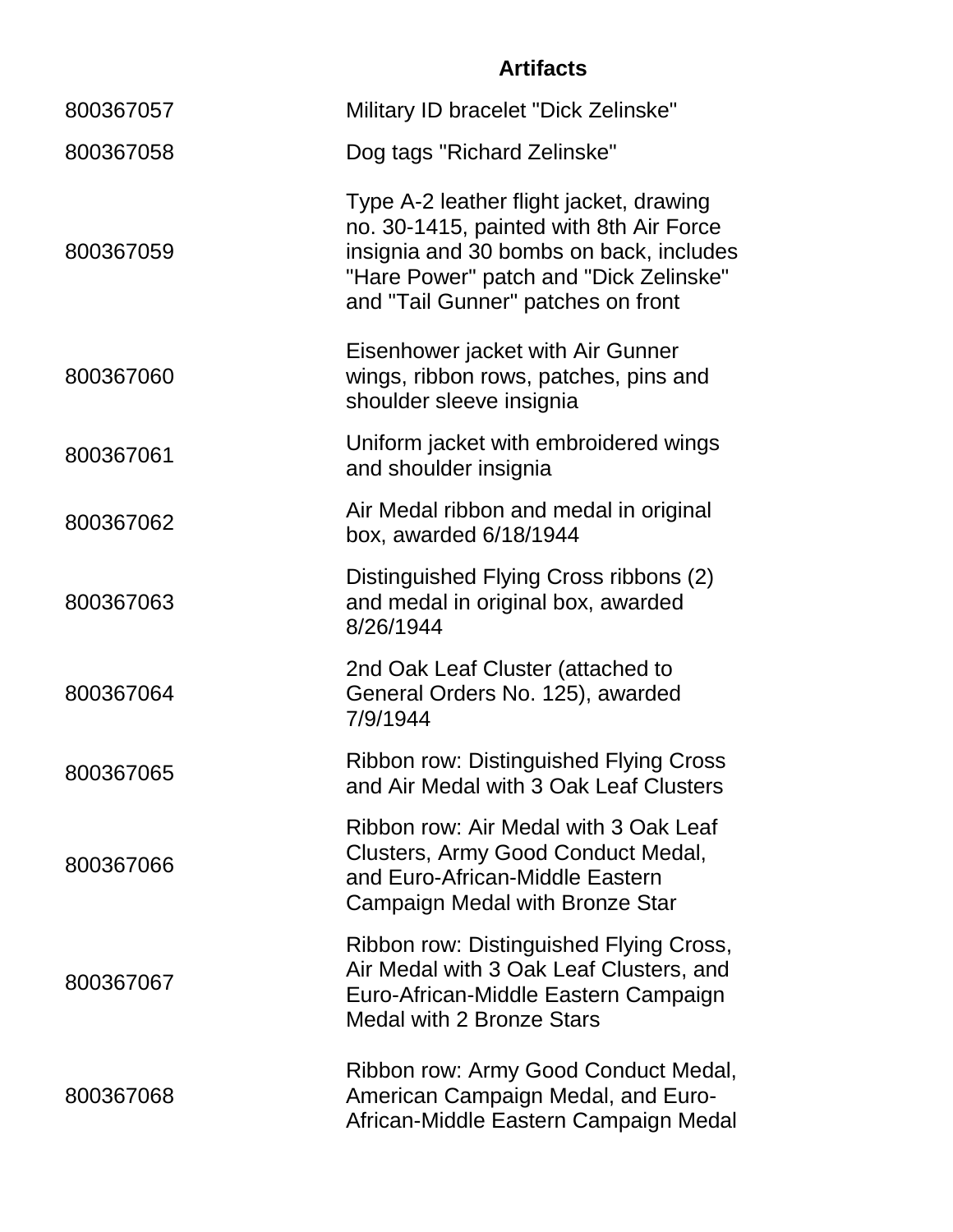## Artifacts

| | |
|---|---|
| 800367057 | Military ID bracelet "Dick Zelinske" |
| 800367058 | Dog tags "Richard Zelinske" |
| 800367059 | Type A-2 leather flight jacket, drawing no. 30-1415, painted with 8th Air Force insignia and 30 bombs on back, includes "Hare Power" patch and "Dick Zelinske" and "Tail Gunner" patches on front |
| 800367060 | Eisenhower jacket with Air Gunner wings, ribbon rows, patches, pins and shoulder sleeve insignia |
| 800367061 | Uniform jacket with embroidered wings and shoulder insignia |
| 800367062 | Air Medal ribbon and medal in original box, awarded 6/18/1944 |
| 800367063 | Distinguished Flying Cross ribbons (2) and medal in original box, awarded 8/26/1944 |
| 800367064 | 2nd Oak Leaf Cluster (attached to General Orders No. 125), awarded 7/9/1944 |
| 800367065 | Ribbon row: Distinguished Flying Cross and Air Medal with 3 Oak Leaf Clusters |
| 800367066 | Ribbon row: Air Medal with 3 Oak Leaf Clusters, Army Good Conduct Medal, and Euro-African-Middle Eastern Campaign Medal with Bronze Star |
| 800367067 | Ribbon row: Distinguished Flying Cross, Air Medal with 3 Oak Leaf Clusters, and Euro-African-Middle Eastern Campaign Medal with 2 Bronze Stars |
| 800367068 | Ribbon row: Army Good Conduct Medal, American Campaign Medal, and Euro-African-Middle Eastern Campaign Medal |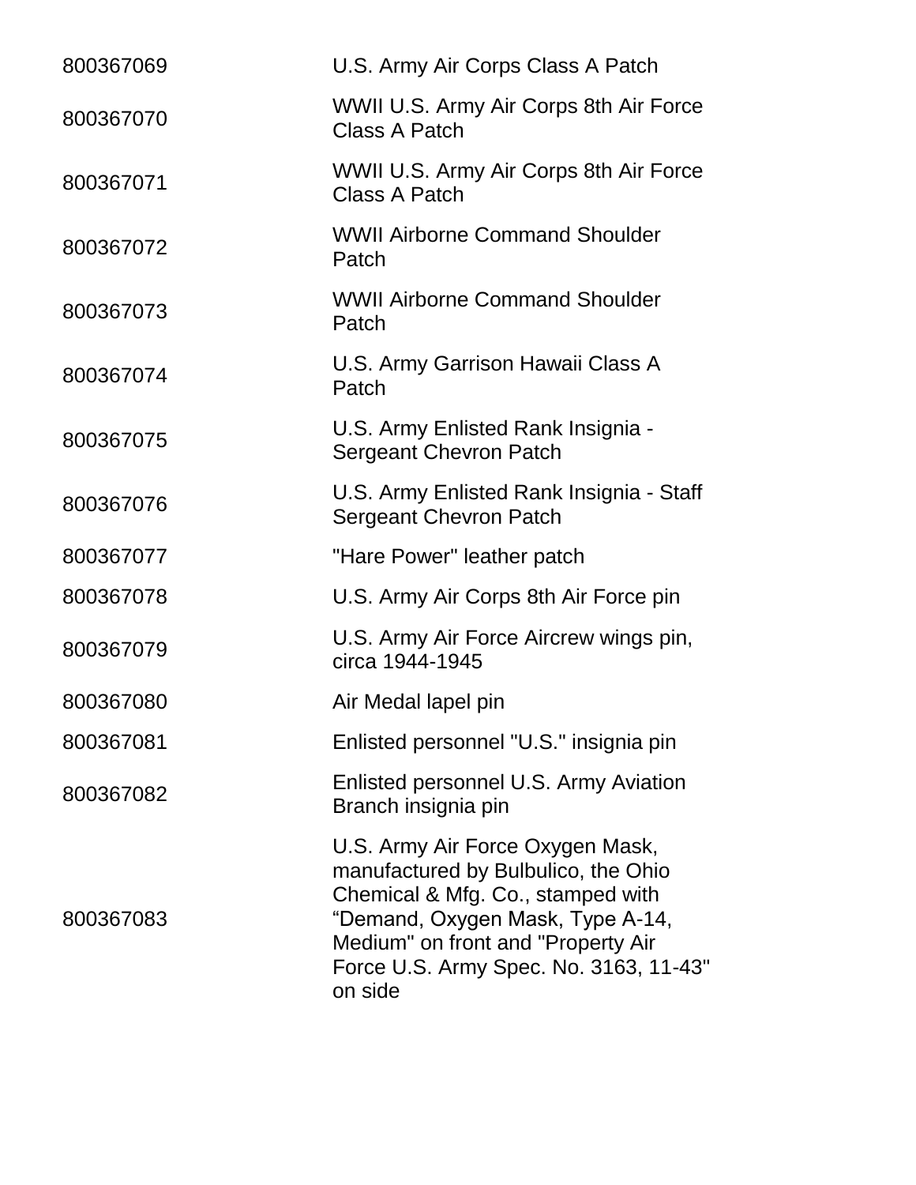| | |
|---|---|
| 800367069 | U.S. Army Air Corps Class A Patch |
| 800367070 | WWII U.S. Army Air Corps 8th Air Force Class A Patch |
| 800367071 | WWII U.S. Army Air Corps 8th Air Force Class A Patch |
| 800367072 | WWII Airborne Command Shoulder Patch |
| 800367073 | WWII Airborne Command Shoulder Patch |
| 800367074 | U.S. Army Garrison Hawaii Class A Patch |
| 800367075 | U.S. Army Enlisted Rank Insignia - Sergeant Chevron Patch |
| 800367076 | U.S. Army Enlisted Rank Insignia - Staff Sergeant Chevron Patch |
| 800367077 | "Hare Power" leather patch |
| 800367078 | U.S. Army Air Corps 8th Air Force pin |
| 800367079 | U.S. Army Air Force Aircrew wings pin, circa 1944-1945 |
| 800367080 | Air Medal lapel pin |
| 800367081 | Enlisted personnel "U.S." insignia pin |
| 800367082 | Enlisted personnel U.S. Army Aviation Branch insignia pin |
| 800367083 | U.S. Army Air Force Oxygen Mask, manufactured by Bulbulico, the Ohio Chemical & Mfg. Co., stamped with “Demand, Oxygen Mask, Type A-14, Medium" on front and "Property Air Force U.S. Army Spec. No. 3163, 11-43" on side |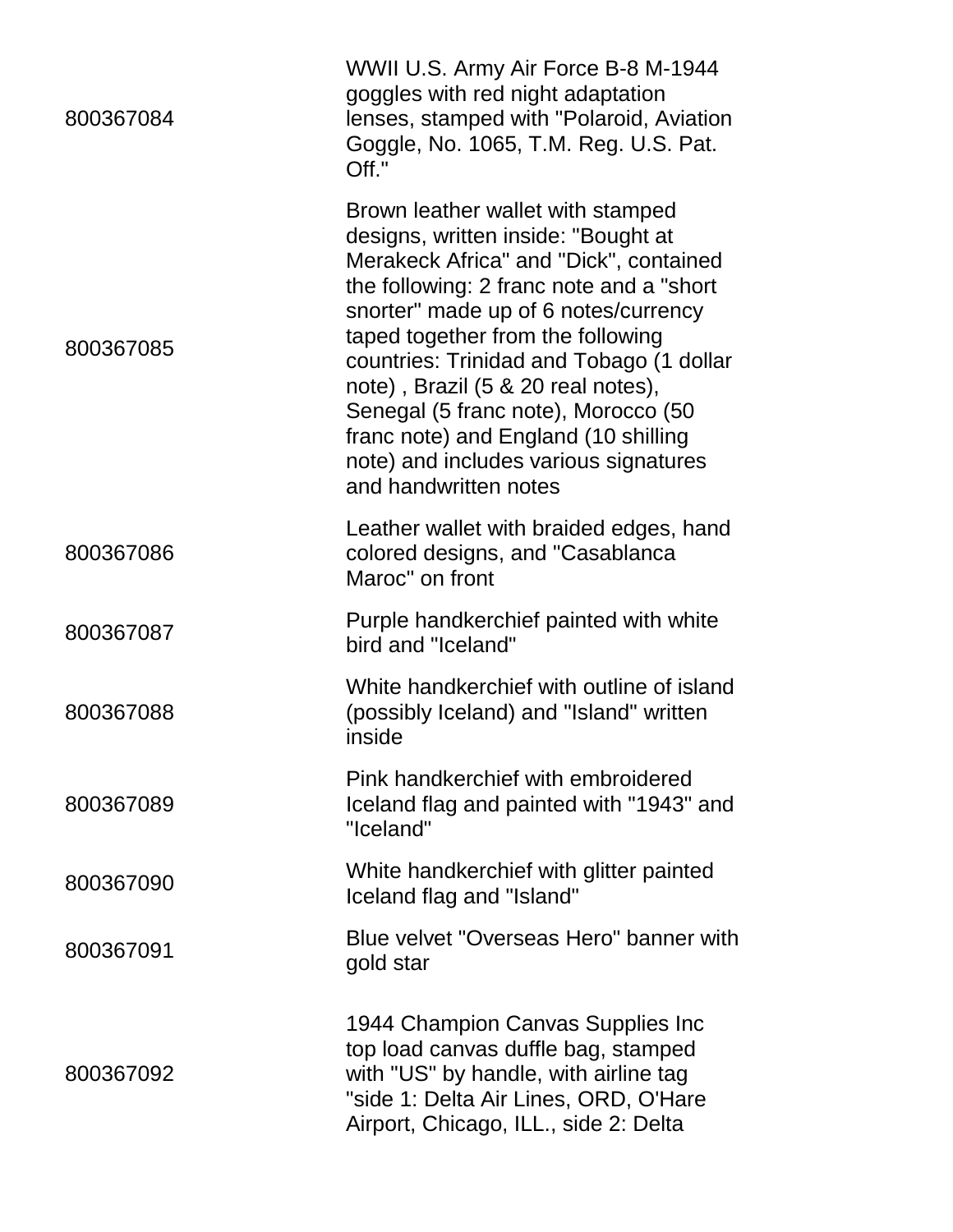| | |
|---|---|
| 800367084 | WWII U.S. Army Air Force B-8 M-1944 goggles with red night adaptation lenses, stamped with "Polaroid, Aviation Goggle, No. 1065, T.M. Reg. U.S. Pat. Off." |
| 800367085 | Brown leather wallet with stamped designs, written inside: "Bought at Merakeck Africa" and "Dick", contained the following: 2 franc note and a "short snorter" made up of 6 notes/currency taped together from the following countries: Trinidad and Tobago (1 dollar note) , Brazil (5 & 20 real notes), Senegal (5 franc note), Morocco (50 franc note) and England (10 shilling note) and includes various signatures and handwritten notes |
| 800367086 | Leather wallet with braided edges, hand colored designs, and "Casablanca Maroc" on front |
| 800367087 | Purple handkerchief painted with white bird and "Iceland" |
| 800367088 | White handkerchief with outline of island (possibly Iceland) and "Island" written inside |
| 800367089 | Pink handkerchief with embroidered Iceland flag and painted with "1943" and "Iceland" |
| 800367090 | White handkerchief with glitter painted Iceland flag and "Island" |
| 800367091 | Blue velvet "Overseas Hero" banner with gold star |
| 800367092 | 1944 Champion Canvas Supplies Inc top load canvas duffle bag, stamped with "US" by handle, with airline tag "side 1: Delta Air Lines, ORD, O'Hare Airport, Chicago, ILL., side 2: Delta |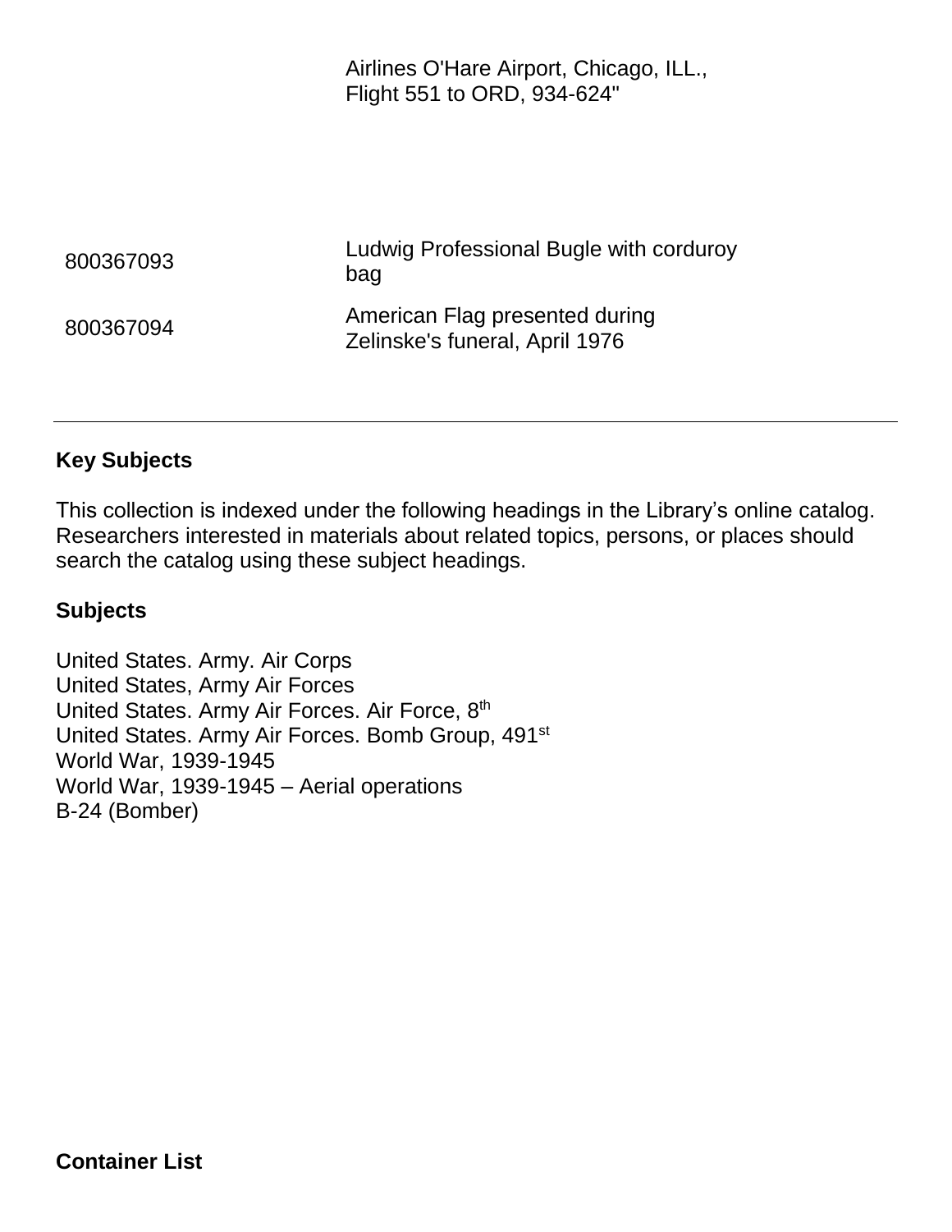| | |
|---|---|
| | Airlines O'Hare Airport, Chicago, ILL., Flight 551 to ORD, 934-624" |
| 800367093 | Ludwig Professional Bugle with corduroy bag |
| 800367094 | American Flag presented during Zelinske's funeral, April 1976 |

---

**Key Subjects**

This collection is indexed under the following headings in the Library's online catalog. Researchers interested in materials about related topics, persons, or places should search the catalog using these subject headings.

**Subjects**

United States. Army. Air Corps
United States, Army Air Forces
United States. Army Air Forces. Air Force, 8th
United States. Army Air Forces. Bomb Group, 491st
World War, 1939-1945
World War, 1939-1945 – Aerial operations
B-24 (Bomber)

**Container List**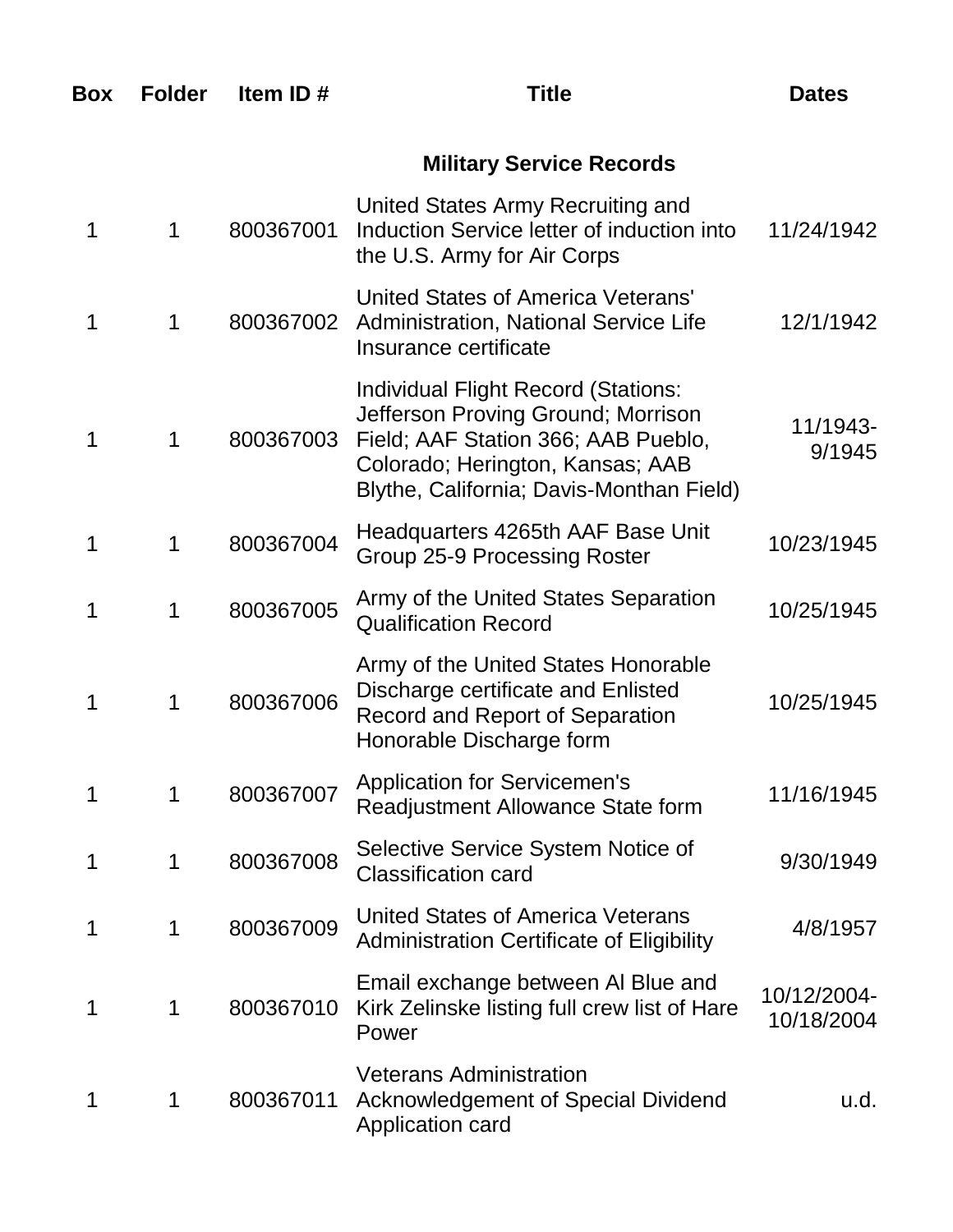| Box | Folder | Item ID # | Title | Dates |
|---|---|---|---|---|
| | | | **Military Service Records** | |
| 1 | 1 | 800367001 | United States Army Recruiting and Induction Service letter of induction into the U.S. Army for Air Corps | 11/24/1942 |
| 1 | 1 | 800367002 | United States of America Veterans' Administration, National Service Life Insurance certificate | 12/1/1942 |
| 1 | 1 | 800367003 | Individual Flight Record (Stations: Jefferson Proving Ground; Morrison Field; AAF Station 366; AAB Pueblo, Colorado; Herington, Kansas; AAB Blythe, California; Davis-Monthan Field) | 11/1943-9/1945 |
| 1 | 1 | 800367004 | Headquarters 4265th AAF Base Unit Group 25-9 Processing Roster | 10/23/1945 |
| 1 | 1 | 800367005 | Army of the United States Separation Qualification Record | 10/25/1945 |
| 1 | 1 | 800367006 | Army of the United States Honorable Discharge certificate and Enlisted Record and Report of Separation Honorable Discharge form | 10/25/1945 |
| 1 | 1 | 800367007 | Application for Servicemen's Readjustment Allowance State form | 11/16/1945 |
| 1 | 1 | 800367008 | Selective Service System Notice of Classification card | 9/30/1949 |
| 1 | 1 | 800367009 | United States of America Veterans Administration Certificate of Eligibility | 4/8/1957 |
| 1 | 1 | 800367010 | Email exchange between Al Blue and Kirk Zelinske listing full crew list of Hare Power | 10/12/2004-10/18/2004 |
| 1 | 1 | 800367011 | Veterans Administration Acknowledgement of Special Dividend Application card | u.d. |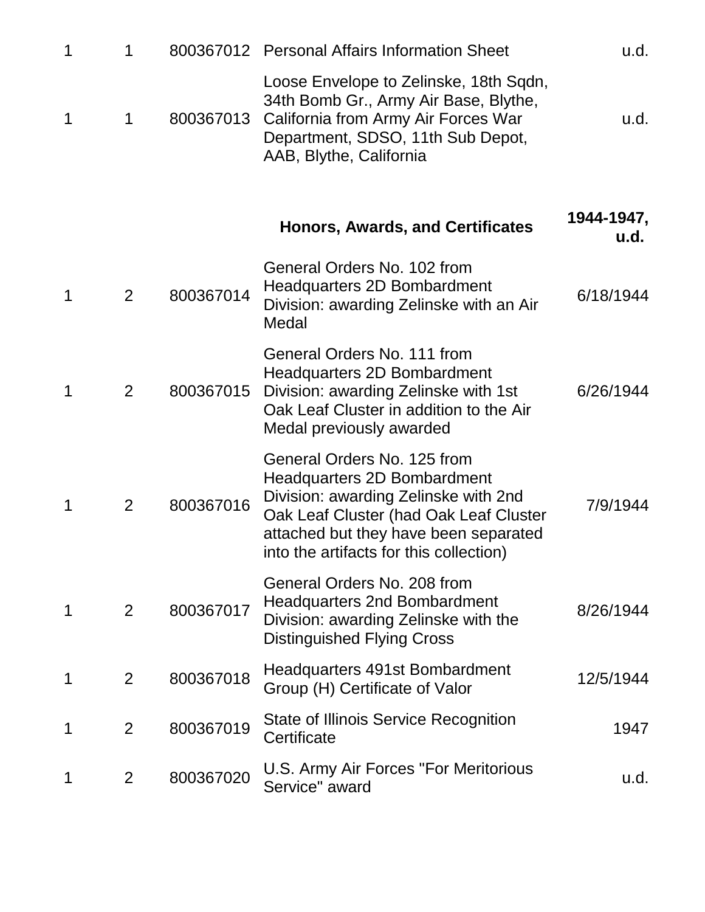| | | | | |
|---|---|---|---|---|
| 1 | 1 | 800367012 | Personal Affairs Information Sheet | u.d. |
| 1 | 1 | 800367013 | Loose Envelope to Zelinske, 18th Sqdn, 34th Bomb Gr., Army Air Base, Blythe, California from Army Air Forces War Department, SDSO, 11th Sub Depot, AAB, Blythe, California | u.d. |
| | | | **Honors, Awards, and Certificates** | **1944-1947, u.d.** |
| 1 | 2 | 800367014 | General Orders No. 102 from Headquarters 2D Bombardment Division: awarding Zelinske with an Air Medal | 6/18/1944 |
| 1 | 2 | 800367015 | General Orders No. 111 from Headquarters 2D Bombardment Division: awarding Zelinske with 1st Oak Leaf Cluster in addition to the Air Medal previously awarded | 6/26/1944 |
| 1 | 2 | 800367016 | General Orders No. 125 from Headquarters 2D Bombardment Division: awarding Zelinske with 2nd Oak Leaf Cluster (had Oak Leaf Cluster attached but they have been separated into the artifacts for this collection) | 7/9/1944 |
| 1 | 2 | 800367017 | General Orders No. 208 from Headquarters 2nd Bombardment Division: awarding Zelinske with the Distinguished Flying Cross | 8/26/1944 |
| 1 | 2 | 800367018 | Headquarters 491st Bombardment Group (H) Certificate of Valor | 12/5/1944 |
| 1 | 2 | 800367019 | State of Illinois Service Recognition Certificate | 1947 |
| 1 | 2 | 800367020 | U.S. Army Air Forces "For Meritorious Service" award | u.d. |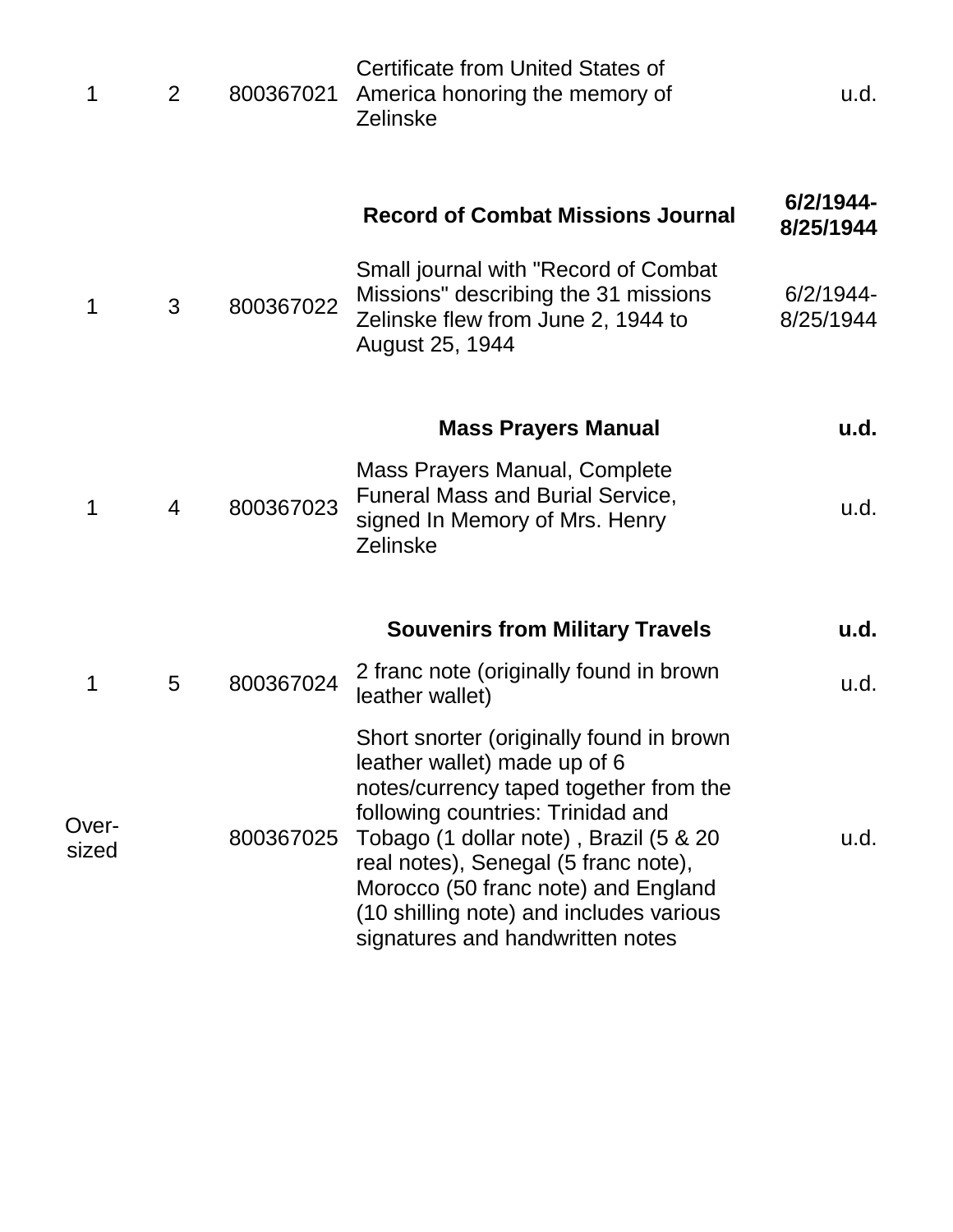| | | | | |
|---|---|---|---|---|
| 1 | 2 | 800367021 | Certificate from United States of America honoring the memory of Zelinske | u.d. |
| | | | **Record of Combat Missions Journal** | **6/2/1944-8/25/1944** |
| 1 | 3 | 800367022 | Small journal with "Record of Combat Missions" describing the 31 missions Zelinske flew from June 2, 1944 to August 25, 1944 | 6/2/1944-8/25/1944 |
| | | | **Mass Prayers Manual** | **u.d.** |
| 1 | 4 | 800367023 | Mass Prayers Manual, Complete Funeral Mass and Burial Service, signed In Memory of Mrs. Henry Zelinske | u.d. |
| | | | **Souvenirs from Military Travels** | **u.d.** |
| 1 | 5 | 800367024 | 2 franc note (originally found in brown leather wallet) | u.d. |
| Over-sized | | 800367025 | Short snorter (originally found in brown leather wallet) made up of 6 notes/currency taped together from the following countries: Trinidad and Tobago (1 dollar note) , Brazil (5 & 20 real notes), Senegal (5 franc note), Morocco (50 franc note) and England (10 shilling note) and includes various signatures and handwritten notes | u.d. |